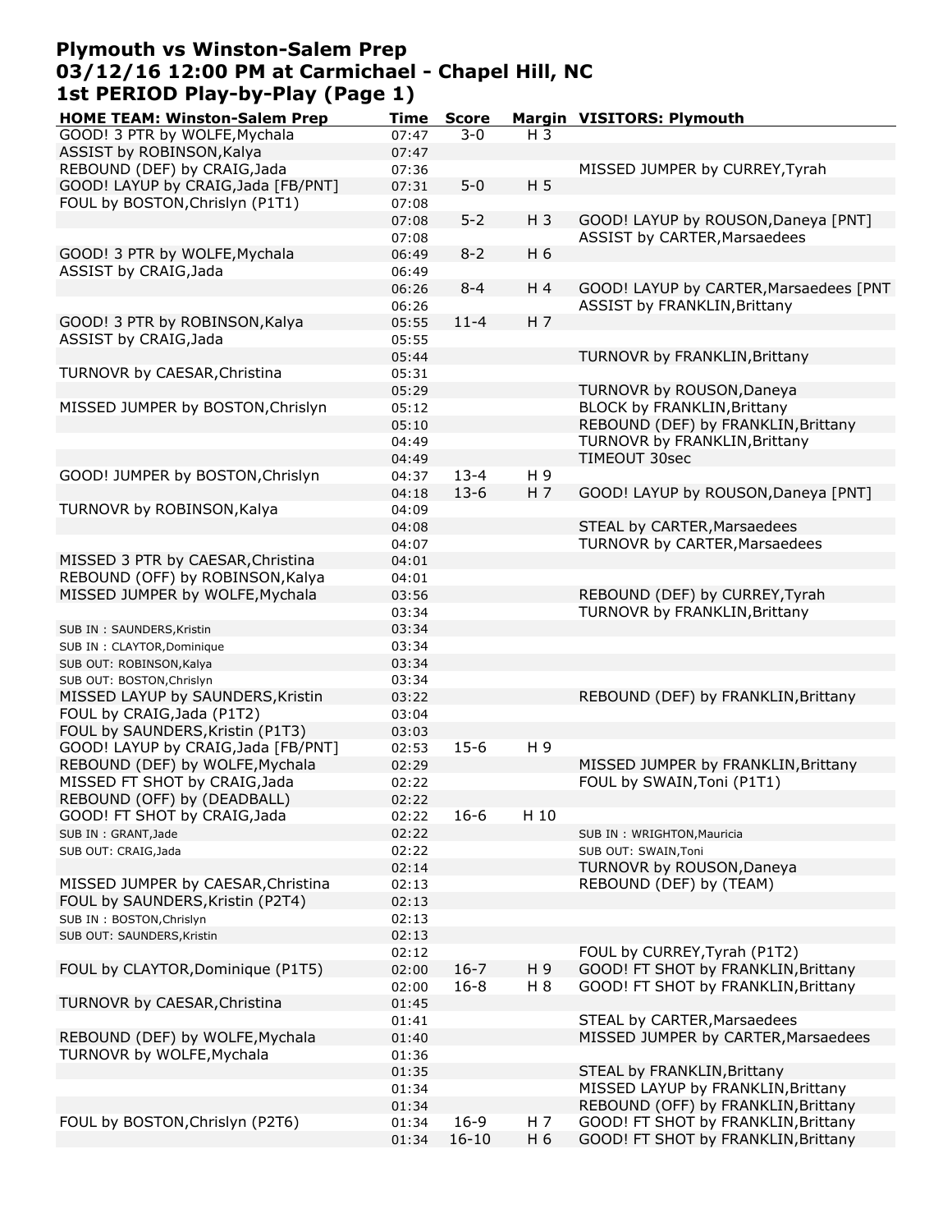# Plymouth vs Winston-Salem Prep
## 03/12/16 12:00 PM at Carmichael - Chapel Hill, NC
## 1st PERIOD Play-by-Play (Page 1)

| HOME TEAM: Winston-Salem Prep | Time | Score | Margin | VISITORS: Plymouth |
|---|---|---|---|---|
| GOOD! 3 PTR by WOLFE,Mychala | 07:47 | 3-0 | H 3 | |
| ASSIST by ROBINSON,Kalya | 07:47 | | | |
| REBOUND (DEF) by CRAIG,Jada | 07:36 | | | MISSED JUMPER by CURREY,Tyrah |
| GOOD! LAYUP by CRAIG,Jada [FB/PNT] | 07:31 | 5-0 | H 5 | |
| FOUL by BOSTON,Chrislyn (P1T1) | 07:08 | | | |
| | 07:08 | 5-2 | H 3 | GOOD! LAYUP by ROUSON,Daneya [PNT] |
| | 07:08 | | | ASSIST by CARTER,Marsaedees |
| GOOD! 3 PTR by WOLFE,Mychala | 06:49 | 8-2 | H 6 | |
| ASSIST by CRAIG,Jada | 06:49 | | | |
| | 06:26 | 8-4 | H 4 | GOOD! LAYUP by CARTER,Marsaedees [PNT |
| | 06:26 | | | ASSIST by FRANKLIN,Brittany |
| GOOD! 3 PTR by ROBINSON,Kalya | 05:55 | 11-4 | H 7 | |
| ASSIST by CRAIG,Jada | 05:55 | | | |
| | 05:44 | | | TURNOVR by FRANKLIN,Brittany |
| TURNOVR by CAESAR,Christina | 05:31 | | | |
| | 05:29 | | | TURNOVR by ROUSON,Daneya |
| MISSED JUMPER by BOSTON,Chrislyn | 05:12 | | | BLOCK by FRANKLIN,Brittany |
| | 05:10 | | | REBOUND (DEF) by FRANKLIN,Brittany |
| | 04:49 | | | TURNOVR by FRANKLIN,Brittany |
| | 04:49 | | | TIMEOUT 30sec |
| GOOD! JUMPER by BOSTON,Chrislyn | 04:37 | 13-4 | H 9 | |
| | 04:18 | 13-6 | H 7 | GOOD! LAYUP by ROUSON,Daneya [PNT] |
| TURNOVR by ROBINSON,Kalya | 04:09 | | | |
| | 04:08 | | | STEAL by CARTER,Marsaedees |
| | 04:07 | | | TURNOVR by CARTER,Marsaedees |
| MISSED 3 PTR by CAESAR,Christina | 04:01 | | | |
| REBOUND (OFF) by ROBINSON,Kalya | 04:01 | | | |
| MISSED JUMPER by WOLFE,Mychala | 03:56 | | | REBOUND (DEF) by CURREY,Tyrah |
| | 03:34 | | | TURNOVR by FRANKLIN,Brittany |
| SUB IN : SAUNDERS,Kristin | 03:34 | | | |
| SUB IN : CLAYTOR,Dominique | 03:34 | | | |
| SUB OUT: ROBINSON,Kalya | 03:34 | | | |
| SUB OUT: BOSTON,Chrislyn | 03:34 | | | |
| MISSED LAYUP by SAUNDERS,Kristin | 03:22 | | | REBOUND (DEF) by FRANKLIN,Brittany |
| FOUL by CRAIG,Jada (P1T2) | 03:04 | | | |
| FOUL by SAUNDERS,Kristin (P1T3) | 03:03 | | | |
| GOOD! LAYUP by CRAIG,Jada [FB/PNT] | 02:53 | 15-6 | H 9 | |
| REBOUND (DEF) by WOLFE,Mychala | 02:29 | | | MISSED JUMPER by FRANKLIN,Brittany |
| MISSED FT SHOT by CRAIG,Jada | 02:22 | | | FOUL by SWAIN,Toni (P1T1) |
| REBOUND (OFF) by (DEADBALL) | 02:22 | | | |
| GOOD! FT SHOT by CRAIG,Jada | 02:22 | 16-6 | H 10 | |
| SUB IN : GRANT,Jade | 02:22 | | | SUB IN : WRIGHTON,Mauricia |
| SUB OUT: CRAIG,Jada | 02:22 | | | SUB OUT: SWAIN,Toni |
| | 02:14 | | | TURNOVR by ROUSON,Daneya |
| MISSED JUMPER by CAESAR,Christina | 02:13 | | | REBOUND (DEF) by (TEAM) |
| FOUL by SAUNDERS,Kristin (P2T4) | 02:13 | | | |
| SUB IN : BOSTON,Chrislyn | 02:13 | | | |
| SUB OUT: SAUNDERS,Kristin | 02:13 | | | |
| | 02:12 | | | FOUL by CURREY,Tyrah (P1T2) |
| FOUL by CLAYTOR,Dominique (P1T5) | 02:00 | 16-7 | H 9 | GOOD! FT SHOT by FRANKLIN,Brittany |
| | 02:00 | 16-8 | H 8 | GOOD! FT SHOT by FRANKLIN,Brittany |
| TURNOVR by CAESAR,Christina | 01:45 | | | |
| | 01:41 | | | STEAL by CARTER,Marsaedees |
| REBOUND (DEF) by WOLFE,Mychala | 01:40 | | | MISSED JUMPER by CARTER,Marsaedees |
| TURNOVR by WOLFE,Mychala | 01:36 | | | |
| | 01:35 | | | STEAL by FRANKLIN,Brittany |
| | 01:34 | | | MISSED LAYUP by FRANKLIN,Brittany |
| | 01:34 | | | REBOUND (OFF) by FRANKLIN,Brittany |
| FOUL by BOSTON,Chrislyn (P2T6) | 01:34 | 16-9 | H 7 | GOOD! FT SHOT by FRANKLIN,Brittany |
| | 01:34 | 16-10 | H 6 | GOOD! FT SHOT by FRANKLIN,Brittany |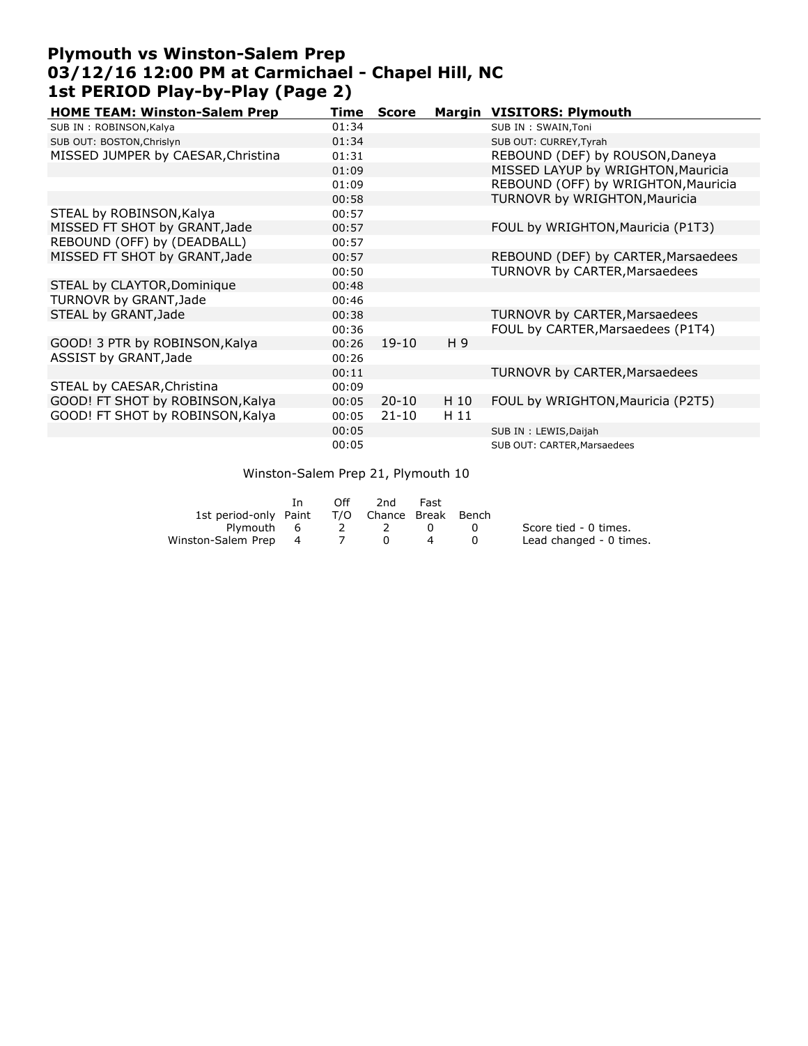# Plymouth vs Winston-Salem Prep
# 03/12/16 12:00 PM at Carmichael - Chapel Hill, NC
# 1st PERIOD Play-by-Play (Page 2)

| HOME TEAM: Winston-Salem Prep | Time | Score | Margin | VISITORS: Plymouth |
|---|---|---|---|---|
| SUB IN : ROBINSON,Kalya | 01:34 | | | SUB IN : SWAIN,Toni |
| SUB OUT: BOSTON,Chrislyn | 01:34 | | | SUB OUT: CURREY,Tyrah |
| MISSED JUMPER by CAESAR,Christina | 01:31 | | | REBOUND (DEF) by ROUSON,Daneya |
| | 01:09 | | | MISSED LAYUP by WRIGHTON,Mauricia |
| | 01:09 | | | REBOUND (OFF) by WRIGHTON,Mauricia |
| | 00:58 | | | TURNOVR by WRIGHTON,Mauricia |
| STEAL by ROBINSON,Kalya | 00:57 | | | |
| MISSED FT SHOT by GRANT,Jade | 00:57 | | | FOUL by WRIGHTON,Mauricia (P1T3) |
| REBOUND (OFF) by (DEADBALL) | 00:57 | | | |
| MISSED FT SHOT by GRANT,Jade | 00:57 | | | REBOUND (DEF) by CARTER,Marsaedees |
| | 00:50 | | | TURNOVR by CARTER,Marsaedees |
| STEAL by CLAYTOR,Dominique | 00:48 | | | |
| TURNOVR by GRANT,Jade | 00:46 | | | |
| STEAL by GRANT,Jade | 00:38 | | | TURNOVR by CARTER,Marsaedees |
| | 00:36 | | | FOUL by CARTER,Marsaedees (P1T4) |
| GOOD! 3 PTR by ROBINSON,Kalya | 00:26 | 19-10 | H 9 | |
| ASSIST by GRANT,Jade | 00:26 | | | |
| | 00:11 | | | TURNOVR by CARTER,Marsaedees |
| STEAL by CAESAR,Christina | 00:09 | | | |
| GOOD! FT SHOT by ROBINSON,Kalya | 00:05 | 20-10 | H 10 | FOUL by WRIGHTON,Mauricia (P2T5) |
| GOOD! FT SHOT by ROBINSON,Kalya | 00:05 | 21-10 | H 11 | |
| | 00:05 | | | SUB IN : LEWIS,Daijah |
| | 00:05 | | | SUB OUT: CARTER,Marsaedees |

Winston-Salem Prep 21, Plymouth 10

| 1st period-only | In Paint | Off T/O | 2nd Chance | Fast Break | Bench |
|---|---|---|---|---|---|
| Plymouth | 6 | 2 | 2 | 0 | 0 |
| Winston-Salem Prep | 4 | 7 | 0 | 4 | 0 |

Score tied - 0 times.
Lead changed - 0 times.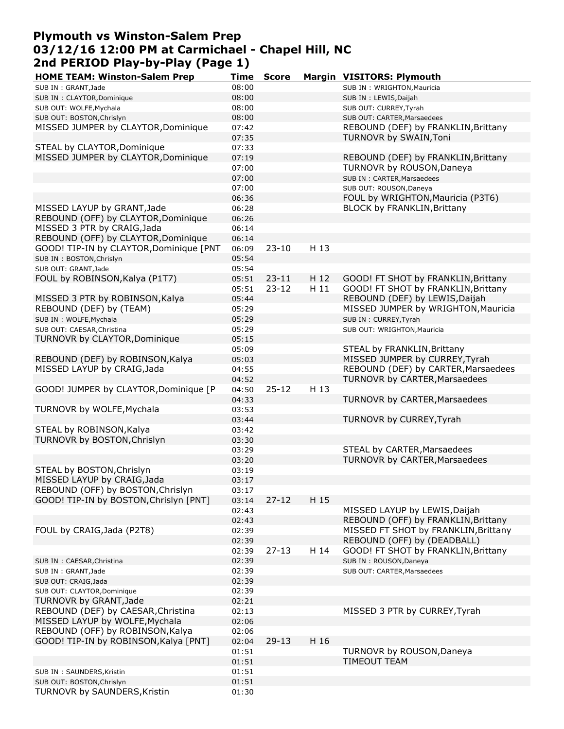# Plymouth vs Winston-Salem Prep
## 03/12/16 12:00 PM at Carmichael - Chapel Hill, NC
## 2nd PERIOD Play-by-Play (Page 1)

| HOME TEAM: Winston-Salem Prep | Time | Score | Margin | VISITORS: Plymouth |
|---|---|---|---|---|
| SUB IN : GRANT,Jade | 08:00 | | | SUB IN : WRIGHTON,Mauricia |
| SUB IN : CLAYTOR,Dominique | 08:00 | | | SUB IN : LEWIS,Daijah |
| SUB OUT: WOLFE,Mychala | 08:00 | | | SUB OUT: CURREY,Tyrah |
| SUB OUT: BOSTON,Chrislyn | 08:00 | | | SUB OUT: CARTER,Marsaedees |
| MISSED JUMPER by CLAYTOR,Dominique | 07:42 | | | REBOUND (DEF) by FRANKLIN,Brittany |
| | 07:35 | | | TURNOVR by SWAIN,Toni |
| STEAL by CLAYTOR,Dominique | 07:33 | | | |
| MISSED JUMPER by CLAYTOR,Dominique | 07:19 | | | REBOUND (DEF) by FRANKLIN,Brittany |
| | 07:00 | | | TURNOVR by ROUSON,Daneya |
| | 07:00 | | | SUB IN : CARTER,Marsaedees |
| | 07:00 | | | SUB OUT: ROUSON,Daneya |
| | 06:36 | | | FOUL by WRIGHTON,Mauricia (P3T6) |
| MISSED LAYUP by GRANT,Jade | 06:28 | | | BLOCK by FRANKLIN,Brittany |
| REBOUND (OFF) by CLAYTOR,Dominique | 06:26 | | | |
| MISSED 3 PTR by CRAIG,Jada | 06:14 | | | |
| REBOUND (OFF) by CLAYTOR,Dominique | 06:14 | | | |
| GOOD! TIP-IN by CLAYTOR,Dominique [PNT | 06:09 | 23-10 | H 13 | |
| SUB IN : BOSTON,Chrislyn | 05:54 | | | |
| SUB OUT: GRANT,Jade | 05:54 | | | |
| FOUL by ROBINSON,Kalya (P1T7) | 05:51 | 23-11 | H 12 | GOOD! FT SHOT by FRANKLIN,Brittany |
| | 05:51 | 23-12 | H 11 | GOOD! FT SHOT by FRANKLIN,Brittany |
| MISSED 3 PTR by ROBINSON,Kalya | 05:44 | | | REBOUND (DEF) by LEWIS,Daijah |
| REBOUND (DEF) by (TEAM) | 05:29 | | | MISSED JUMPER by WRIGHTON,Mauricia |
| SUB IN : WOLFE,Mychala | 05:29 | | | SUB IN : CURREY,Tyrah |
| SUB OUT: CAESAR,Christina | 05:29 | | | SUB OUT: WRIGHTON,Mauricia |
| TURNOVR by CLAYTOR,Dominique | 05:15 | | | |
| | 05:09 | | | STEAL by FRANKLIN,Brittany |
| REBOUND (DEF) by ROBINSON,Kalya | 05:03 | | | MISSED JUMPER by CURREY,Tyrah |
| MISSED LAYUP by CRAIG,Jada | 04:55 | | | REBOUND (DEF) by CARTER,Marsaedees |
| | 04:52 | | | TURNOVR by CARTER,Marsaedees |
| GOOD! JUMPER by CLAYTOR,Dominique [P | 04:50 | 25-12 | H 13 | |
| | 04:33 | | | TURNOVR by CARTER,Marsaedees |
| TURNOVR by WOLFE,Mychala | 03:53 | | | |
| | 03:44 | | | TURNOVR by CURREY,Tyrah |
| STEAL by ROBINSON,Kalya | 03:42 | | | |
| TURNOVR by BOSTON,Chrislyn | 03:30 | | | |
| | 03:29 | | | STEAL by CARTER,Marsaedees |
| | 03:20 | | | TURNOVR by CARTER,Marsaedees |
| STEAL by BOSTON,Chrislyn | 03:19 | | | |
| MISSED LAYUP by CRAIG,Jada | 03:17 | | | |
| REBOUND (OFF) by BOSTON,Chrislyn | 03:17 | | | |
| GOOD! TIP-IN by BOSTON,Chrislyn [PNT] | 03:14 | 27-12 | H 15 | |
| | 02:43 | | | MISSED LAYUP by LEWIS,Daijah |
| | 02:43 | | | REBOUND (OFF) by FRANKLIN,Brittany |
| FOUL by CRAIG,Jada (P2T8) | 02:39 | | | MISSED FT SHOT by FRANKLIN,Brittany |
| | 02:39 | | | REBOUND (OFF) by (DEADBALL) |
| | 02:39 | 27-13 | H 14 | GOOD! FT SHOT by FRANKLIN,Brittany |
| SUB IN : CAESAR,Christina | 02:39 | | | SUB IN : ROUSON,Daneya |
| SUB IN : GRANT,Jade | 02:39 | | | SUB OUT: CARTER,Marsaedees |
| SUB OUT: CRAIG,Jada | 02:39 | | | |
| SUB OUT: CLAYTOR,Dominique | 02:39 | | | |
| TURNOVR by GRANT,Jade | 02:21 | | | |
| REBOUND (DEF) by CAESAR,Christina | 02:13 | | | MISSED 3 PTR by CURREY,Tyrah |
| MISSED LAYUP by WOLFE,Mychala | 02:06 | | | |
| REBOUND (OFF) by ROBINSON,Kalya | 02:06 | | | |
| GOOD! TIP-IN by ROBINSON,Kalya [PNT] | 02:04 | 29-13 | H 16 | |
| | 01:51 | | | TURNOVR by ROUSON,Daneya |
| | 01:51 | | | TIMEOUT TEAM |
| SUB IN : SAUNDERS,Kristin | 01:51 | | | |
| SUB OUT: BOSTON,Chrislyn | 01:51 | | | |
| TURNOVR by SAUNDERS,Kristin | 01:30 | | | |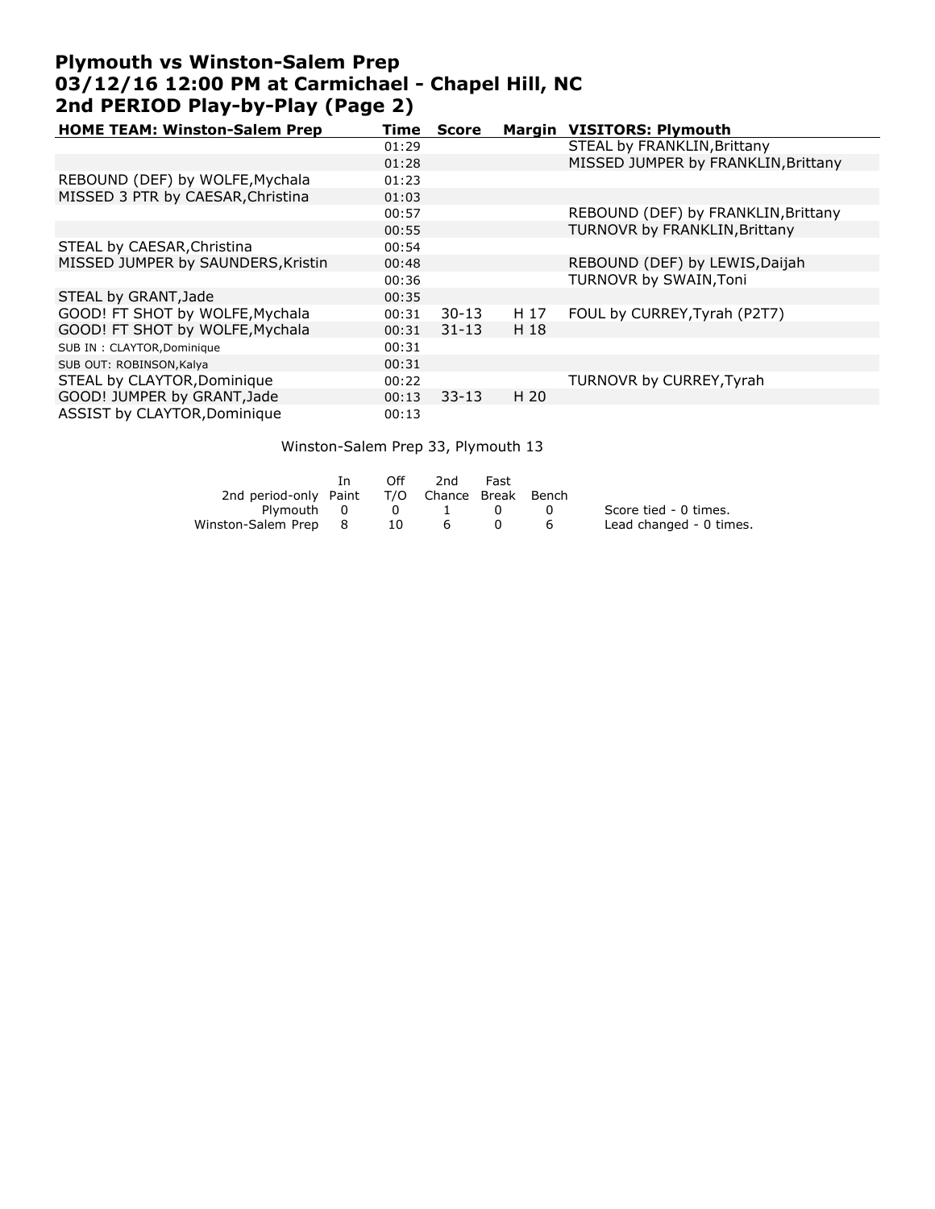# Plymouth vs Winston-Salem Prep
## 03/12/16 12:00 PM at Carmichael - Chapel Hill, NC
## 2nd PERIOD Play-by-Play (Page 2)

| HOME TEAM: Winston-Salem Prep | Time | Score | Margin | VISITORS: Plymouth |
|---|---|---|---|---|
| | 01:29 | | | STEAL by FRANKLIN,Brittany |
| | 01:28 | | | MISSED JUMPER by FRANKLIN,Brittany |
| REBOUND (DEF) by WOLFE,Mychala | 01:23 | | | |
| MISSED 3 PTR by CAESAR,Christina | 01:03 | | | |
| | 00:57 | | | REBOUND (DEF) by FRANKLIN,Brittany |
| | 00:55 | | | TURNOVR by FRANKLIN,Brittany |
| STEAL by CAESAR,Christina | 00:54 | | | |
| MISSED JUMPER by SAUNDERS,Kristin | 00:48 | | | REBOUND (DEF) by LEWIS,Daijah |
| | 00:36 | | | TURNOVR by SWAIN,Toni |
| STEAL by GRANT,Jade | 00:35 | | | |
| GOOD! FT SHOT by WOLFE,Mychala | 00:31 | 30-13 | H 17 | FOUL by CURREY,Tyrah (P2T7) |
| GOOD! FT SHOT by WOLFE,Mychala | 00:31 | 31-13 | H 18 | |
| SUB IN : CLAYTOR,Dominique | 00:31 | | | |
| SUB OUT: ROBINSON,Kalya | 00:31 | | | |
| STEAL by CLAYTOR,Dominique | 00:22 | | | TURNOVR by CURREY,Tyrah |
| GOOD! JUMPER by GRANT,Jade | 00:13 | 33-13 | H 20 | |
| ASSIST by CLAYTOR,Dominique | 00:13 | | | |

Winston-Salem Prep 33, Plymouth 13

| 2nd period-only | In Paint | Off T/O | 2nd Chance | Fast Break | Bench |
|---|---|---|---|---|---|
| Plymouth | 0 | 0 | 1 | 0 | 0 |
| Winston-Salem Prep | 8 | 10 | 6 | 0 | 6 |

Score tied - 0 times.
Lead changed - 0 times.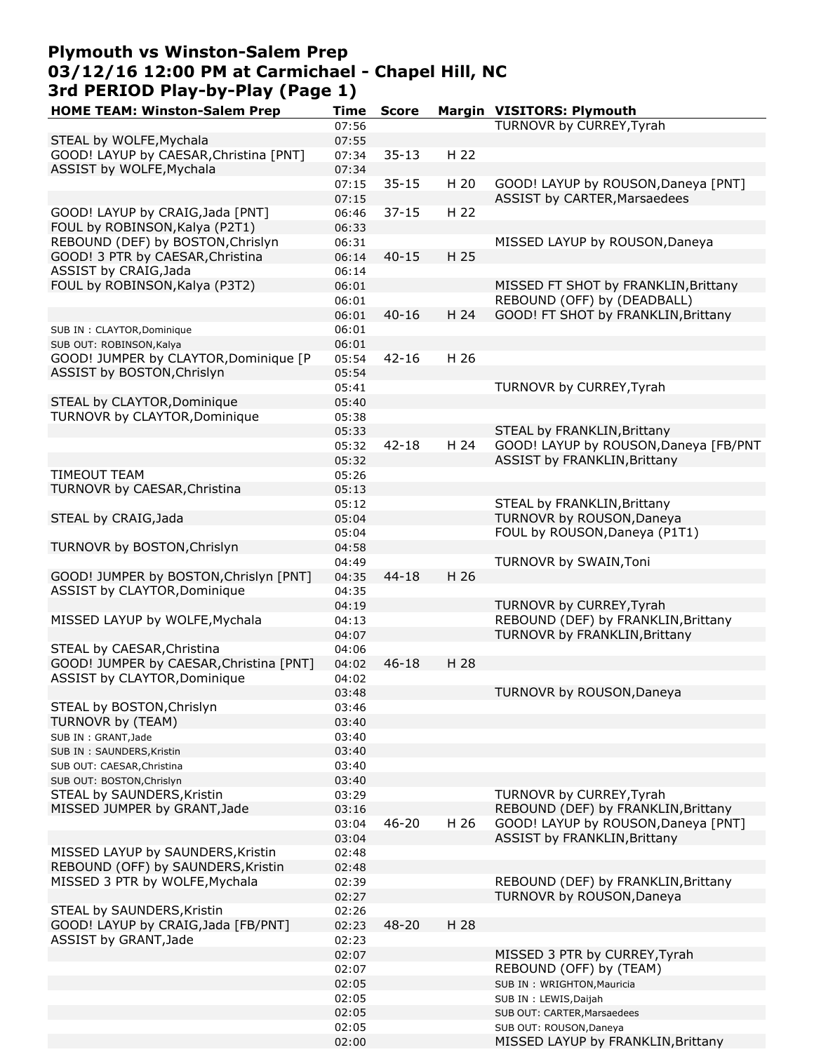# Plymouth vs Winston-Salem Prep
## 03/12/16 12:00 PM at Carmichael - Chapel Hill, NC
## 3rd PERIOD Play-by-Play (Page 1)

| HOME TEAM: Winston-Salem Prep | Time | Score | Margin | VISITORS: Plymouth |
|---|---|---|---|---|
| | 07:56 | | | TURNOVR by CURREY,Tyrah |
| STEAL by WOLFE,Mychala | 07:55 | | | |
| GOOD! LAYUP by CAESAR,Christina [PNT] | 07:34 | 35-13 | H 22 | |
| ASSIST by WOLFE,Mychala | 07:34 | | | |
| | 07:15 | 35-15 | H 20 | GOOD! LAYUP by ROUSON,Daneya [PNT] |
| | 07:15 | | | ASSIST by CARTER,Marsaedees |
| GOOD! LAYUP by CRAIG,Jada [PNT] | 06:46 | 37-15 | H 22 | |
| FOUL by ROBINSON,Kalya (P2T1) | 06:33 | | | |
| REBOUND (DEF) by BOSTON,Chrislyn | 06:31 | | | MISSED LAYUP by ROUSON,Daneya |
| GOOD! 3 PTR by CAESAR,Christina | 06:14 | 40-15 | H 25 | |
| ASSIST by CRAIG,Jada | 06:14 | | | |
| FOUL by ROBINSON,Kalya (P3T2) | 06:01 | | | MISSED FT SHOT by FRANKLIN,Brittany |
| | 06:01 | | | REBOUND (OFF) by (DEADBALL) |
| | 06:01 | 40-16 | H 24 | GOOD! FT SHOT by FRANKLIN,Brittany |
| SUB IN : CLAYTOR,Dominique | 06:01 | | | |
| SUB OUT: ROBINSON,Kalya | 06:01 | | | |
| GOOD! JUMPER by CLAYTOR,Dominique [P | 05:54 | 42-16 | H 26 | |
| ASSIST by BOSTON,Chrislyn | 05:54 | | | |
| | 05:41 | | | TURNOVR by CURREY,Tyrah |
| STEAL by CLAYTOR,Dominique | 05:40 | | | |
| TURNOVR by CLAYTOR,Dominique | 05:38 | | | |
| | 05:33 | | | STEAL by FRANKLIN,Brittany |
| | 05:32 | 42-18 | H 24 | GOOD! LAYUP by ROUSON,Daneya [FB/PNT |
| | 05:32 | | | ASSIST by FRANKLIN,Brittany |
| TIMEOUT TEAM | 05:26 | | | |
| TURNOVR by CAESAR,Christina | 05:13 | | | |
| | 05:12 | | | STEAL by FRANKLIN,Brittany |
| STEAL by CRAIG,Jada | 05:04 | | | TURNOVR by ROUSON,Daneya |
| | 05:04 | | | FOUL by ROUSON,Daneya (P1T1) |
| TURNOVR by BOSTON,Chrislyn | 04:58 | | | |
| | 04:49 | | | TURNOVR by SWAIN,Toni |
| GOOD! JUMPER by BOSTON,Chrislyn [PNT] | 04:35 | 44-18 | H 26 | |
| ASSIST by CLAYTOR,Dominique | 04:35 | | | |
| | 04:19 | | | TURNOVR by CURREY,Tyrah |
| MISSED LAYUP by WOLFE,Mychala | 04:13 | | | REBOUND (DEF) by FRANKLIN,Brittany |
| | 04:07 | | | TURNOVR by FRANKLIN,Brittany |
| STEAL by CAESAR,Christina | 04:06 | | | |
| GOOD! JUMPER by CAESAR,Christina [PNT] | 04:02 | 46-18 | H 28 | |
| ASSIST by CLAYTOR,Dominique | 04:02 | | | |
| | 03:48 | | | TURNOVR by ROUSON,Daneya |
| STEAL by BOSTON,Chrislyn | 03:46 | | | |
| TURNOVR by (TEAM) | 03:40 | | | |
| SUB IN : GRANT,Jade | 03:40 | | | |
| SUB IN : SAUNDERS,Kristin | 03:40 | | | |
| SUB OUT: CAESAR,Christina | 03:40 | | | |
| SUB OUT: BOSTON,Chrislyn | 03:40 | | | |
| STEAL by SAUNDERS,Kristin | 03:29 | | | TURNOVR by CURREY,Tyrah |
| MISSED JUMPER by GRANT,Jade | 03:16 | | | REBOUND (DEF) by FRANKLIN,Brittany |
| | 03:04 | 46-20 | H 26 | GOOD! LAYUP by ROUSON,Daneya [PNT] |
| | 03:04 | | | ASSIST by FRANKLIN,Brittany |
| MISSED LAYUP by SAUNDERS,Kristin | 02:48 | | | |
| REBOUND (OFF) by SAUNDERS,Kristin | 02:48 | | | |
| MISSED 3 PTR by WOLFE,Mychala | 02:39 | | | REBOUND (DEF) by FRANKLIN,Brittany |
| | 02:27 | | | TURNOVR by ROUSON,Daneya |
| STEAL by SAUNDERS,Kristin | 02:26 | | | |
| GOOD! LAYUP by CRAIG,Jada [FB/PNT] | 02:23 | 48-20 | H 28 | |
| ASSIST by GRANT,Jade | 02:23 | | | |
| | 02:07 | | | MISSED 3 PTR by CURREY,Tyrah |
| | 02:07 | | | REBOUND (OFF) by (TEAM) |
| | 02:05 | | | SUB IN : WRIGHTON,Mauricia |
| | 02:05 | | | SUB IN : LEWIS,Daijah |
| | 02:05 | | | SUB OUT: CARTER,Marsaedees |
| | 02:05 | | | SUB OUT: ROUSON,Daneya |
| | 02:00 | | | MISSED LAYUP by FRANKLIN,Brittany |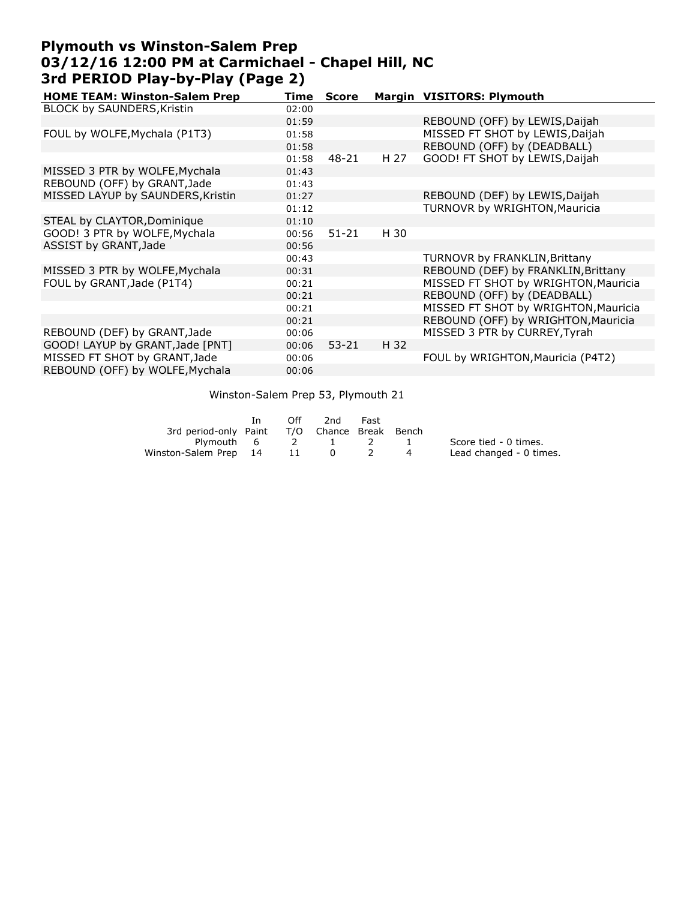# Plymouth vs Winston-Salem Prep
## 03/12/16 12:00 PM at Carmichael - Chapel Hill, NC
## 3rd PERIOD Play-by-Play (Page 2)

| HOME TEAM: Winston-Salem Prep | Time | Score | Margin | VISITORS: Plymouth |
|---|---|---|---|---|
| BLOCK by SAUNDERS,Kristin | 02:00 | | | |
| | 01:59 | | | REBOUND (OFF) by LEWIS,Daijah |
| FOUL by WOLFE,Mychala (P1T3) | 01:58 | | | MISSED FT SHOT by LEWIS,Daijah |
| | 01:58 | | | REBOUND (OFF) by (DEADBALL) |
| | 01:58 | 48-21 | H 27 | GOOD! FT SHOT by LEWIS,Daijah |
| MISSED 3 PTR by WOLFE,Mychala | 01:43 | | | |
| REBOUND (OFF) by GRANT,Jade | 01:43 | | | |
| MISSED LAYUP by SAUNDERS,Kristin | 01:27 | | | REBOUND (DEF) by LEWIS,Daijah |
| | 01:12 | | | TURNOVR by WRIGHTON,Mauricia |
| STEAL by CLAYTOR,Dominique | 01:10 | | | |
| GOOD! 3 PTR by WOLFE,Mychala | 00:56 | 51-21 | H 30 | |
| ASSIST by GRANT,Jade | 00:56 | | | |
| | 00:43 | | | TURNOVR by FRANKLIN,Brittany |
| MISSED 3 PTR by WOLFE,Mychala | 00:31 | | | REBOUND (DEF) by FRANKLIN,Brittany |
| FOUL by GRANT,Jade (P1T4) | 00:21 | | | MISSED FT SHOT by WRIGHTON,Mauricia |
| | 00:21 | | | REBOUND (OFF) by (DEADBALL) |
| | 00:21 | | | MISSED FT SHOT by WRIGHTON,Mauricia |
| | 00:21 | | | REBOUND (OFF) by WRIGHTON,Mauricia |
| REBOUND (DEF) by GRANT,Jade | 00:06 | | | MISSED 3 PTR by CURREY,Tyrah |
| GOOD! LAYUP by GRANT,Jade [PNT] | 00:06 | 53-21 | H 32 | |
| MISSED FT SHOT by GRANT,Jade | 00:06 | | | FOUL by WRIGHTON,Mauricia (P4T2) |
| REBOUND (OFF) by WOLFE,Mychala | 00:06 | | | |

Winston-Salem Prep 53, Plymouth 21

| 3rd period-only | In Paint | Off T/O | 2nd Chance | Fast Break | Bench |
|---|---|---|---|---|---|
| Plymouth | 6 | 2 | 1 | 2 | 1 |
| Winston-Salem Prep | 14 | 11 | 0 | 2 | 4 |

Score tied - 0 times.
Lead changed - 0 times.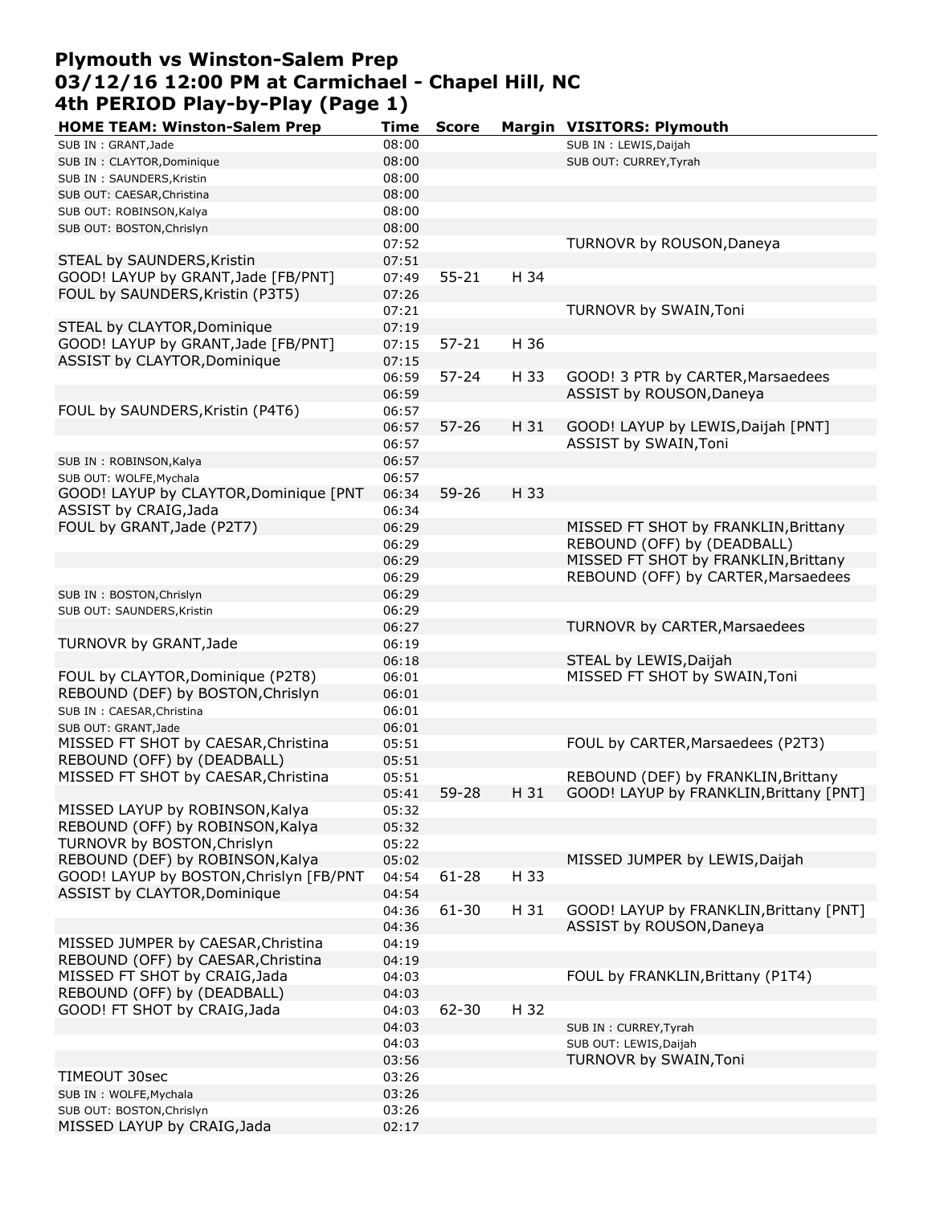# Plymouth vs Winston-Salem Prep
# 03/12/16 12:00 PM at Carmichael - Chapel Hill, NC
# 4th PERIOD Play-by-Play (Page 1)

| HOME TEAM: Winston-Salem Prep | Time | Score | Margin | VISITORS: Plymouth |
|---|---|---|---|---|
| SUB IN : GRANT,Jade | 08:00 | | | SUB IN : LEWIS,Daijah |
| SUB IN : CLAYTOR,Dominique | 08:00 | | | SUB OUT: CURREY,Tyrah |
| SUB IN : SAUNDERS,Kristin | 08:00 | | | |
| SUB OUT: CAESAR,Christina | 08:00 | | | |
| SUB OUT: ROBINSON,Kalya | 08:00 | | | |
| SUB OUT: BOSTON,Chrislyn | 08:00 | | | |
| | 07:52 | | | TURNOVR by ROUSON,Daneya |
| STEAL by SAUNDERS,Kristin | 07:51 | | | |
| GOOD! LAYUP by GRANT,Jade [FB/PNT] | 07:49 | 55-21 | H 34 | |
| FOUL by SAUNDERS,Kristin (P3T5) | 07:26 | | | |
| | 07:21 | | | TURNOVR by SWAIN,Toni |
| STEAL by CLAYTOR,Dominique | 07:19 | | | |
| GOOD! LAYUP by GRANT,Jade [FB/PNT] | 07:15 | 57-21 | H 36 | |
| ASSIST by CLAYTOR,Dominique | 07:15 | | | |
| | 06:59 | 57-24 | H 33 | GOOD! 3 PTR by CARTER,Marsaedees |
| | 06:59 | | | ASSIST by ROUSON,Daneya |
| FOUL by SAUNDERS,Kristin (P4T6) | 06:57 | | | |
| | 06:57 | 57-26 | H 31 | GOOD! LAYUP by LEWIS,Daijah [PNT] |
| | 06:57 | | | ASSIST by SWAIN,Toni |
| SUB IN : ROBINSON,Kalya | 06:57 | | | |
| SUB OUT: WOLFE,Mychala | 06:57 | | | |
| GOOD! LAYUP by CLAYTOR,Dominique [PNT | 06:34 | 59-26 | H 33 | |
| ASSIST by CRAIG,Jada | 06:34 | | | |
| FOUL by GRANT,Jade (P2T7) | 06:29 | | | MISSED FT SHOT by FRANKLIN,Brittany |
| | 06:29 | | | REBOUND (OFF) by (DEADBALL) |
| | 06:29 | | | MISSED FT SHOT by FRANKLIN,Brittany |
| | 06:29 | | | REBOUND (OFF) by CARTER,Marsaedees |
| SUB IN : BOSTON,Chrislyn | 06:29 | | | |
| SUB OUT: SAUNDERS,Kristin | 06:29 | | | |
| | 06:27 | | | TURNOVR by CARTER,Marsaedees |
| TURNOVR by GRANT,Jade | 06:19 | | | |
| | 06:18 | | | STEAL by LEWIS,Daijah |
| FOUL by CLAYTOR,Dominique (P2T8) | 06:01 | | | MISSED FT SHOT by SWAIN,Toni |
| REBOUND (DEF) by BOSTON,Chrislyn | 06:01 | | | |
| SUB IN : CAESAR,Christina | 06:01 | | | |
| SUB OUT: GRANT,Jade | 06:01 | | | |
| MISSED FT SHOT by CAESAR,Christina | 05:51 | | | FOUL by CARTER,Marsaedees (P2T3) |
| REBOUND (OFF) by (DEADBALL) | 05:51 | | | |
| MISSED FT SHOT by CAESAR,Christina | 05:51 | | | REBOUND (DEF) by FRANKLIN,Brittany |
| | 05:41 | 59-28 | H 31 | GOOD! LAYUP by FRANKLIN,Brittany [PNT] |
| MISSED LAYUP by ROBINSON,Kalya | 05:32 | | | |
| REBOUND (OFF) by ROBINSON,Kalya | 05:32 | | | |
| TURNOVR by BOSTON,Chrislyn | 05:22 | | | |
| REBOUND (DEF) by ROBINSON,Kalya | 05:02 | | | MISSED JUMPER by LEWIS,Daijah |
| GOOD! LAYUP by BOSTON,Chrislyn [FB/PNT | 04:54 | 61-28 | H 33 | |
| ASSIST by CLAYTOR,Dominique | 04:54 | | | |
| | 04:36 | 61-30 | H 31 | GOOD! LAYUP by FRANKLIN,Brittany [PNT] |
| | 04:36 | | | ASSIST by ROUSON,Daneya |
| MISSED JUMPER by CAESAR,Christina | 04:19 | | | |
| REBOUND (OFF) by CAESAR,Christina | 04:19 | | | |
| MISSED FT SHOT by CRAIG,Jada | 04:03 | | | FOUL by FRANKLIN,Brittany (P1T4) |
| REBOUND (OFF) by (DEADBALL) | 04:03 | | | |
| GOOD! FT SHOT by CRAIG,Jada | 04:03 | 62-30 | H 32 | |
| | 04:03 | | | SUB IN : CURREY,Tyrah |
| | 04:03 | | | SUB OUT: LEWIS,Daijah |
| | 03:56 | | | TURNOVR by SWAIN,Toni |
| TIMEOUT 30sec | 03:26 | | | |
| SUB IN : WOLFE,Mychala | 03:26 | | | |
| SUB OUT: BOSTON,Chrislyn | 03:26 | | | |
| MISSED LAYUP by CRAIG,Jada | 02:17 | | | |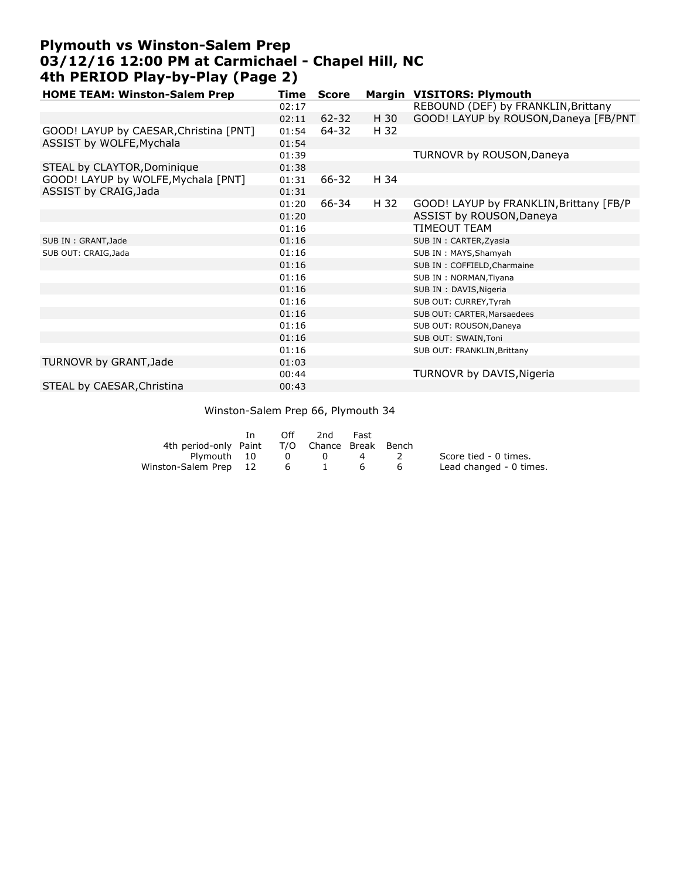# Plymouth vs Winston-Salem Prep
# 03/12/16 12:00 PM at Carmichael - Chapel Hill, NC
# 4th PERIOD Play-by-Play (Page 2)

| HOME TEAM: Winston-Salem Prep | Time | Score | Margin | VISITORS: Plymouth |
|---|---|---|---|---|
| | 02:17 | | | REBOUND (DEF) by FRANKLIN,Brittany |
| | 02:11 | 62-32 | H 30 | GOOD! LAYUP by ROUSON,Daneya [FB/PNT |
| GOOD! LAYUP by CAESAR,Christina [PNT] | 01:54 | 64-32 | H 32 | |
| ASSIST by WOLFE,Mychala | 01:54 | | | |
| | 01:39 | | | TURNOVR by ROUSON,Daneya |
| STEAL by CLAYTOR,Dominique | 01:38 | | | |
| GOOD! LAYUP by WOLFE,Mychala [PNT] | 01:31 | 66-32 | H 34 | |
| ASSIST by CRAIG,Jada | 01:31 | | | |
| | 01:20 | 66-34 | H 32 | GOOD! LAYUP by FRANKLIN,Brittany [FB/P |
| | 01:20 | | | ASSIST by ROUSON,Daneya |
| | 01:16 | | | TIMEOUT TEAM |
| SUB IN : GRANT,Jade | 01:16 | | | SUB IN : CARTER,Zyasia |
| SUB OUT: CRAIG,Jada | 01:16 | | | SUB IN : MAYS,Shamyah |
| | 01:16 | | | SUB IN : COFFIELD,Charmaine |
| | 01:16 | | | SUB IN : NORMAN,Tiyana |
| | 01:16 | | | SUB IN : DAVIS,Nigeria |
| | 01:16 | | | SUB OUT: CURREY,Tyrah |
| | 01:16 | | | SUB OUT: CARTER,Marsaedees |
| | 01:16 | | | SUB OUT: ROUSON,Daneya |
| | 01:16 | | | SUB OUT: SWAIN,Toni |
| | 01:16 | | | SUB OUT: FRANKLIN,Brittany |
| TURNOVR by GRANT,Jade | 01:03 | | | |
| | 00:44 | | | TURNOVR by DAVIS,Nigeria |
| STEAL by CAESAR,Christina | 00:43 | | | |

Winston-Salem Prep 66, Plymouth 34

| 4th period-only | In Paint | Off T/O | 2nd Chance | Fast Break | Bench | |
|---|---|---|---|---|---|---|
| Plymouth | 10 | 0 | 0 | 4 | 2 | Score tied - 0 times. |
| Winston-Salem Prep | 12 | 6 | 1 | 6 | 6 | Lead changed - 0 times. |